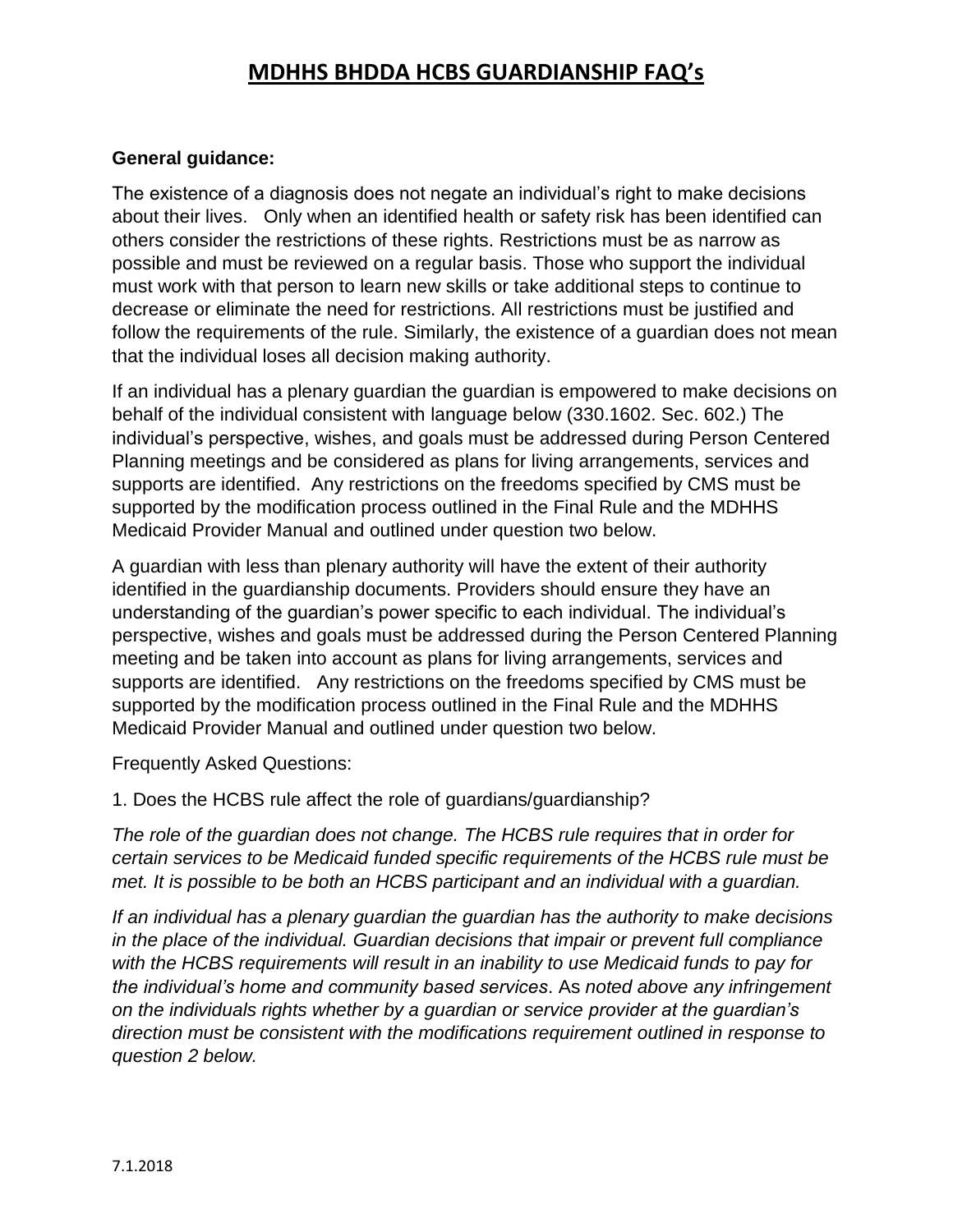# MDHHS BHDDA HCBS GUARDIANSHIP FAQ's

**General guidance:**

The existence of a diagnosis does not negate an individual's right to make decisions about their lives. Only when an identified health or safety risk has been identified can others consider the restrictions of these rights. Restrictions must be as narrow as possible and must be reviewed on a regular basis. Those who support the individual must work with that person to learn new skills or take additional steps to continue to decrease or eliminate the need for restrictions. All restrictions must be justified and follow the requirements of the rule. Similarly, the existence of a guardian does not mean that the individual loses all decision making authority.

If an individual has a plenary guardian the guardian is empowered to make decisions on behalf of the individual consistent with language below (330.1602. Sec. 602.) The individual's perspective, wishes, and goals must be addressed during Person Centered Planning meetings and be considered as plans for living arrangements, services and supports are identified. Any restrictions on the freedoms specified by CMS must be supported by the modification process outlined in the Final Rule and the MDHHS Medicaid Provider Manual and outlined under question two below.

A guardian with less than plenary authority will have the extent of their authority identified in the guardianship documents. Providers should ensure they have an understanding of the guardian's power specific to each individual. The individual's perspective, wishes and goals must be addressed during the Person Centered Planning meeting and be taken into account as plans for living arrangements, services and supports are identified. Any restrictions on the freedoms specified by CMS must be supported by the modification process outlined in the Final Rule and the MDHHS Medicaid Provider Manual and outlined under question two below.

Frequently Asked Questions:

1. Does the HCBS rule affect the role of guardians/guardianship?

*The role of the guardian does not change. The HCBS rule requires that in order for certain services to be Medicaid funded specific requirements of the HCBS rule must be met. It is possible to be both an HCBS participant and an individual with a guardian.*

*If an individual has a plenary guardian the guardian has the authority to make decisions in the place of the individual. Guardian decisions that impair or prevent full compliance with the HCBS requirements will result in an inability to use Medicaid funds to pay for the individual's home and community based services*. As *noted above any infringement on the individuals rights whether by a guardian or service provider at the guardian's direction must be consistent with the modifications requirement outlined in response to question 2 below.*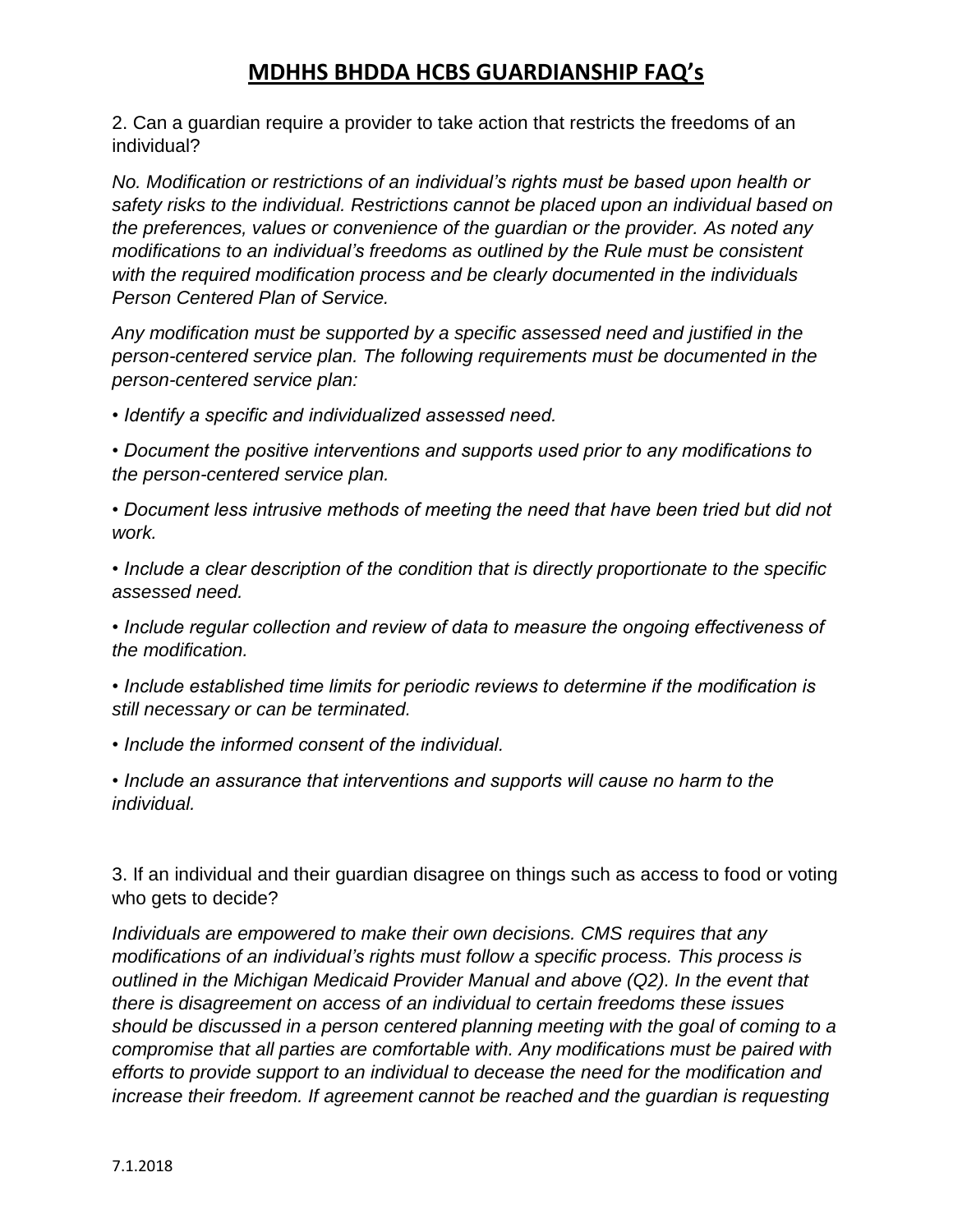2. Can a guardian require a provider to take action that restricts the freedoms of an individual?

*No. Modification or restrictions of an individual's rights must be based upon health or safety risks to the individual. Restrictions cannot be placed upon an individual based on the preferences, values or convenience of the guardian or the provider. As noted any modifications to an individual's freedoms as outlined by the Rule must be consistent with the required modification process and be clearly documented in the individuals Person Centered Plan of Service.*

*Any modification must be supported by a specific assessed need and justified in the person-centered service plan. The following requirements must be documented in the person-centered service plan:*

- *Identify a specific and individualized assessed need.*
- *Document the positive interventions and supports used prior to any modifications to the person-centered service plan.*
- *Document less intrusive methods of meeting the need that have been tried but did not work.*
- *Include a clear description of the condition that is directly proportionate to the specific assessed need.*
- *Include regular collection and review of data to measure the ongoing effectiveness of the modification.*
- *Include established time limits for periodic reviews to determine if the modification is still necessary or can be terminated.*
- *Include the informed consent of the individual.*
- *Include an assurance that interventions and supports will cause no harm to the individual.*

3. If an individual and their guardian disagree on things such as access to food or voting who gets to decide?

*Individuals are empowered to make their own decisions. CMS requires that any modifications of an individual's rights must follow a specific process. This process is outlined in the Michigan Medicaid Provider Manual and above (Q2). In the event that there is disagreement on access of an individual to certain freedoms these issues should be discussed in a person centered planning meeting with the goal of coming to a compromise that all parties are comfortable with. Any modifications must be paired with efforts to provide support to an individual to decease the need for the modification and increase their freedom. If agreement cannot be reached and the guardian is requesting*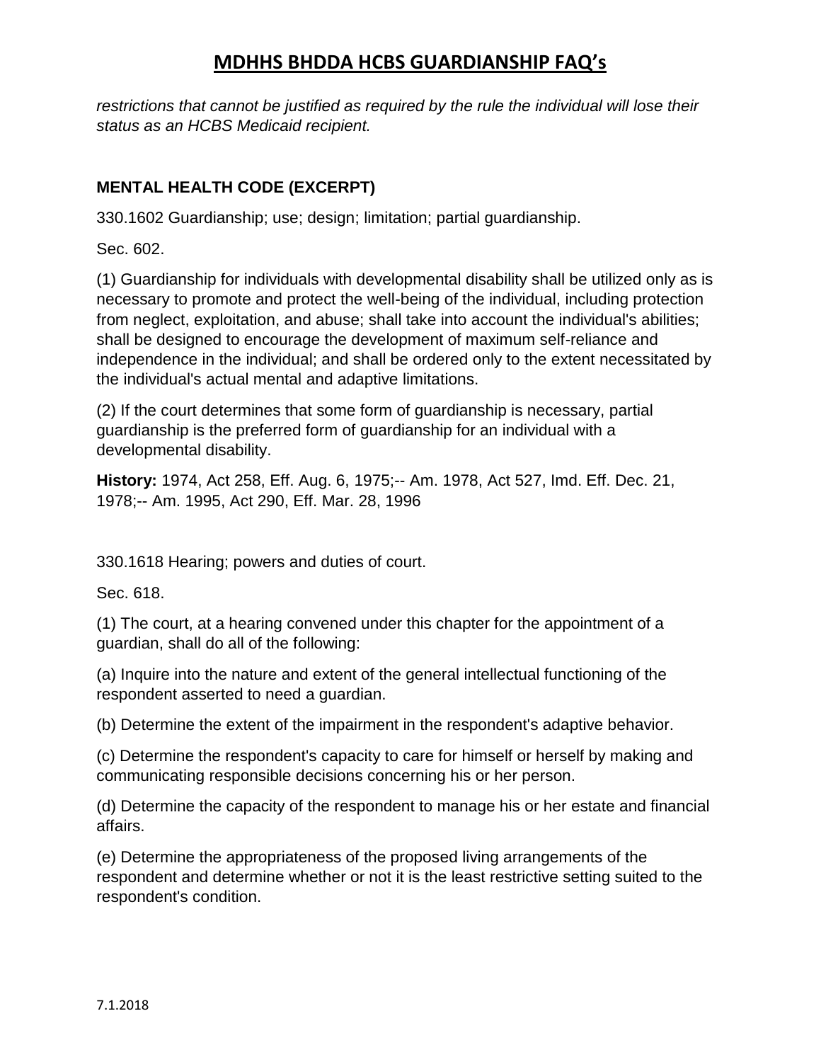*restrictions that cannot be justified as required by the rule the individual will lose their status as an HCBS Medicaid recipient.*

**MENTAL HEALTH CODE (EXCERPT)**

330.1602 Guardianship; use; design; limitation; partial guardianship.

Sec. 602.

(1) Guardianship for individuals with developmental disability shall be utilized only as is necessary to promote and protect the well-being of the individual, including protection from neglect, exploitation, and abuse; shall take into account the individual's abilities; shall be designed to encourage the development of maximum self-reliance and independence in the individual; and shall be ordered only to the extent necessitated by the individual's actual mental and adaptive limitations.

(2) If the court determines that some form of guardianship is necessary, partial guardianship is the preferred form of guardianship for an individual with a developmental disability.

**History:** 1974, Act 258, Eff. Aug. 6, 1975;-- Am. 1978, Act 527, Imd. Eff. Dec. 21, 1978;-- Am. 1995, Act 290, Eff. Mar. 28, 1996

330.1618 Hearing; powers and duties of court.

Sec. 618.

(1) The court, at a hearing convened under this chapter for the appointment of a guardian, shall do all of the following:

(a) Inquire into the nature and extent of the general intellectual functioning of the respondent asserted to need a guardian.

(b) Determine the extent of the impairment in the respondent's adaptive behavior.

(c) Determine the respondent's capacity to care for himself or herself by making and communicating responsible decisions concerning his or her person.

(d) Determine the capacity of the respondent to manage his or her estate and financial affairs.

(e) Determine the appropriateness of the proposed living arrangements of the respondent and determine whether or not it is the least restrictive setting suited to the respondent's condition.

7.1.2018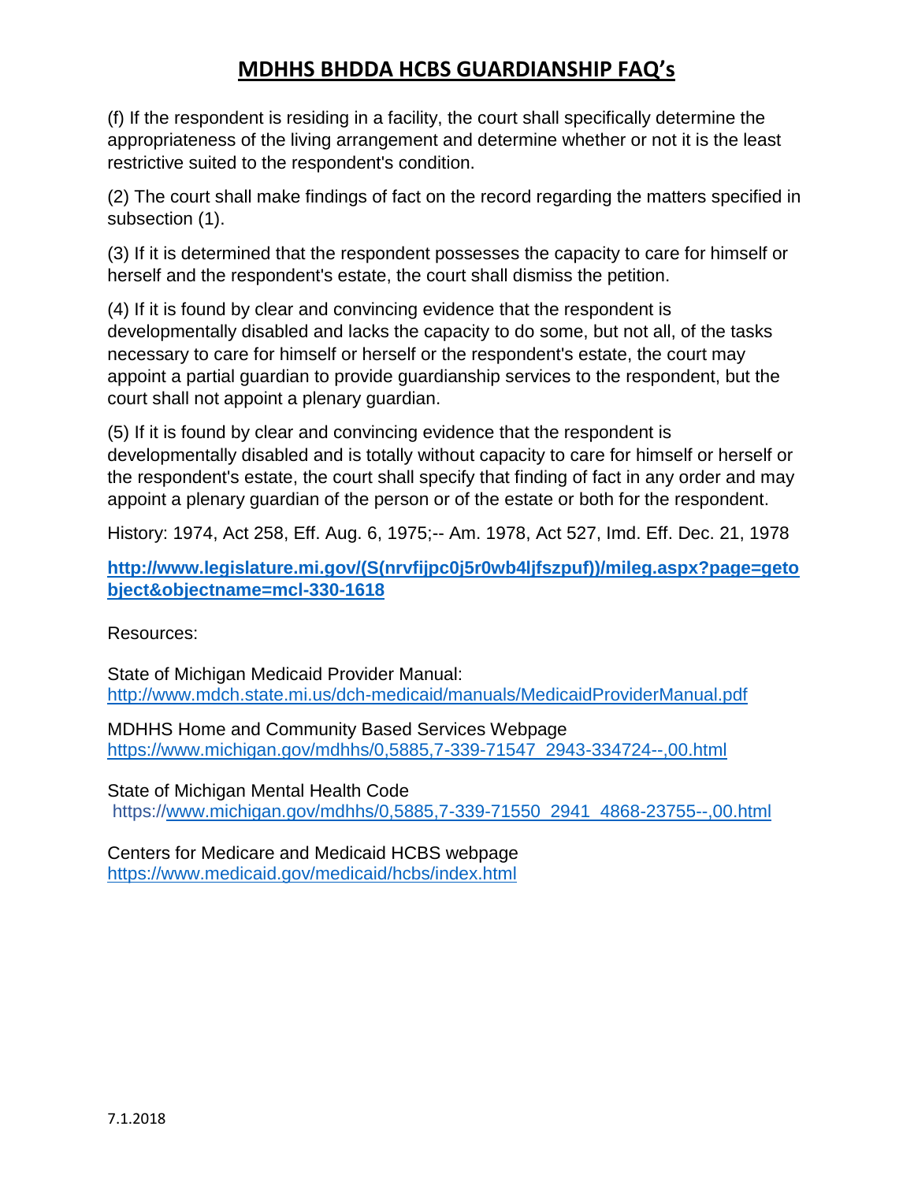(f) If the respondent is residing in a facility, the court shall specifically determine the appropriateness of the living arrangement and determine whether or not it is the least restrictive suited to the respondent's condition.

(2) The court shall make findings of fact on the record regarding the matters specified in subsection (1).

(3) If it is determined that the respondent possesses the capacity to care for himself or herself and the respondent's estate, the court shall dismiss the petition.

(4) If it is found by clear and convincing evidence that the respondent is developmentally disabled and lacks the capacity to do some, but not all, of the tasks necessary to care for himself or herself or the respondent's estate, the court may appoint a partial guardian to provide guardianship services to the respondent, but the court shall not appoint a plenary guardian.

(5) If it is found by clear and convincing evidence that the respondent is developmentally disabled and is totally without capacity to care for himself or herself or the respondent's estate, the court shall specify that finding of fact in any order and may appoint a plenary guardian of the person or of the estate or both for the respondent.

History: 1974, Act 258, Eff. Aug. 6, 1975;-- Am. 1978, Act 527, Imd. Eff. Dec. 21, 1978

**http://www.legislature.mi.gov/(S(nrvfijpc0j5r0wb4ljfszpuf))/mileg.aspx?page=getobject&objectname=mcl-330-1618**

Resources:

State of Michigan Medicaid Provider Manual:
http://www.mdch.state.mi.us/dch-medicaid/manuals/MedicaidProviderManual.pdf

MDHHS Home and Community Based Services Webpage
https://www.michigan.gov/mdhhs/0,5885,7-339-71547_2943-334724--,00.html

State of Michigan Mental Health Code
https://www.michigan.gov/mdhhs/0,5885,7-339-71550_2941_4868-23755--,00.html

Centers for Medicare and Medicaid HCBS webpage
https://www.medicaid.gov/medicaid/hcbs/index.html